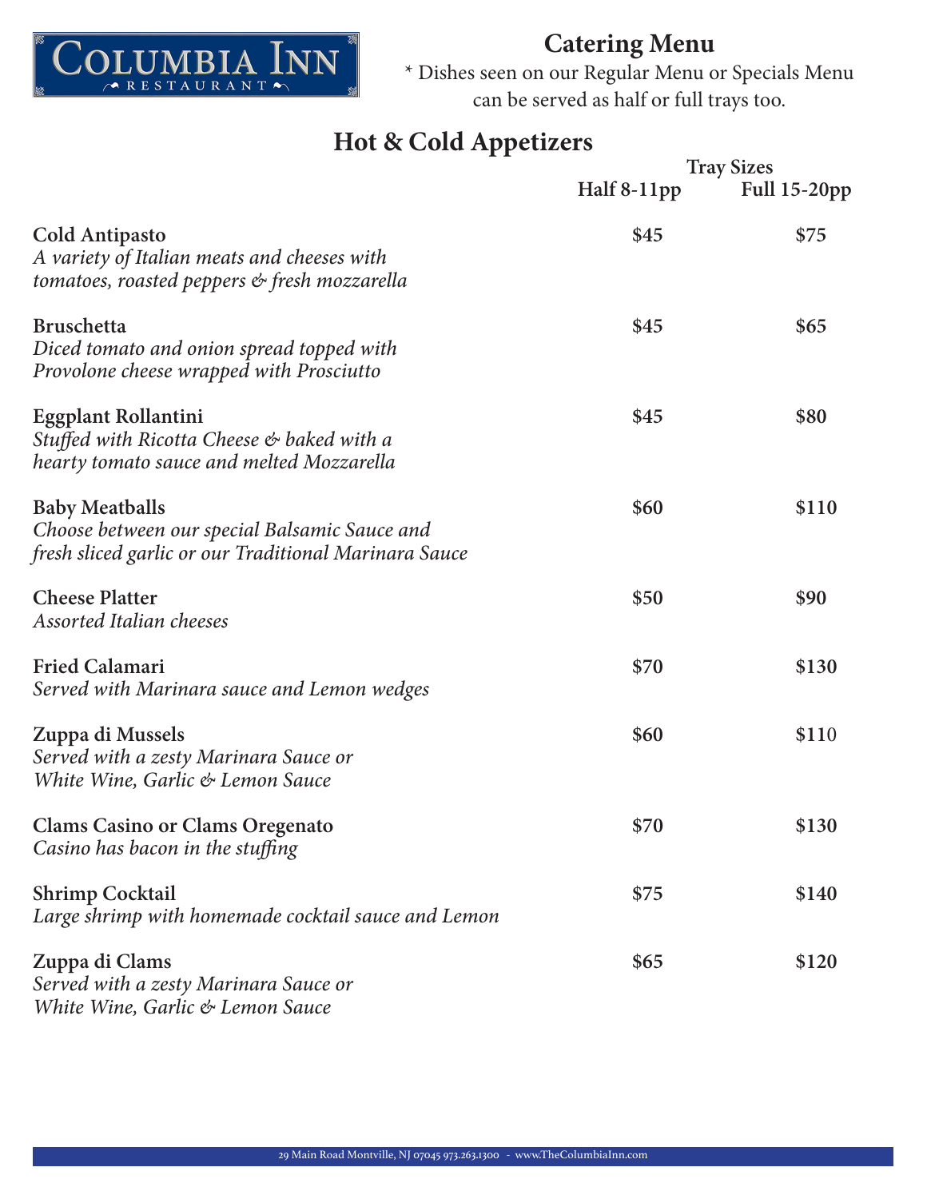# Columbia Inn Restaurant

## Catering Menu

\* Dishes seen on our Regular Menu or Specials Menu can be served as half or full trays too.

## Hot & Cold Appetizers

| | Tray Sizes | |
|---|---|---|
| | **Half 8-11pp** | **Full 15-20pp** |
| **Cold Antipasto**<br>*A variety of Italian meats and cheeses with tomatoes, roasted peppers & fresh mozzarella* | $45 | $75 |
| **Bruschetta**<br>*Diced tomato and onion spread topped with Provolone cheese wrapped with Prosciutto* | $45 | $65 |
| **Eggplant Rollantini**<br>*Stuffed with Ricotta Cheese & baked with a hearty tomato sauce and melted Mozzarella* | $45 | $80 |
| **Baby Meatballs**<br>*Choose between our special Balsamic Sauce and fresh sliced garlic or our Traditional Marinara Sauce* | $60 | $110 |
| **Cheese Platter**<br>*Assorted Italian cheeses* | $50 | $90 |
| **Fried Calamari**<br>*Served with Marinara sauce and Lemon wedges* | $70 | $130 |
| **Zuppa di Mussels**<br>*Served with a zesty Marinara Sauce or White Wine, Garlic & Lemon Sauce* | $60 | $110 |
| **Clams Casino or Clams Oregenato**<br>*Casino has bacon in the stuffing* | $70 | $130 |
| **Shrimp Cocktail**<br>*Large shrimp with homemade cocktail sauce and Lemon* | $75 | $140 |
| **Zuppa di Clams**<br>*Served with a zesty Marinara Sauce or White Wine, Garlic & Lemon Sauce* | $65 | $120 |

29 Main Road Montville, NJ 07045 973.263.1300 - www.TheColumbiaInn.com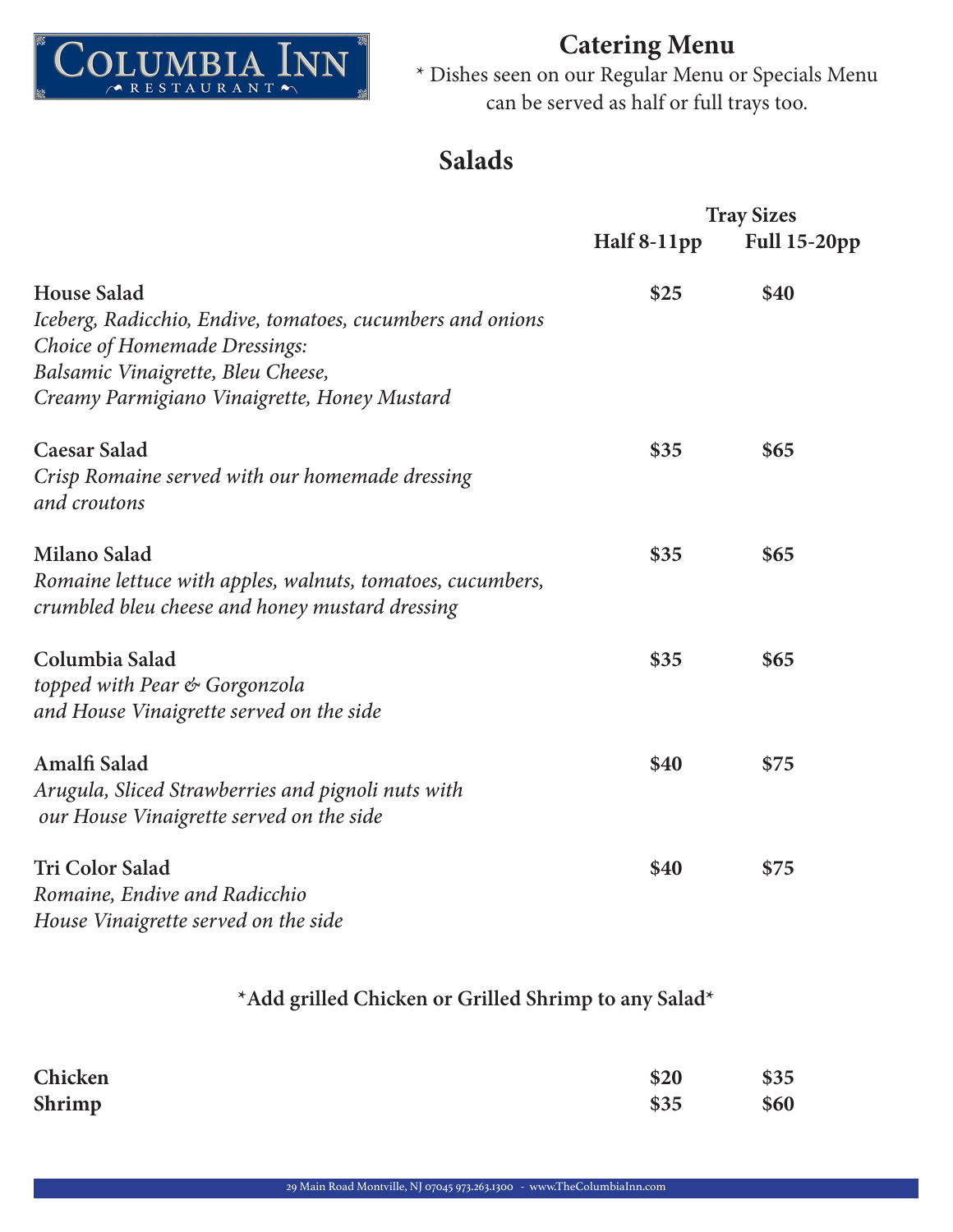**COLUMBIA INN RESTAURANT**

# Catering Menu

\* Dishes seen on our Regular Menu or Specials Menu can be served as half or full trays too.

## Salads

| | Tray Sizes | |
|---|---|---|
| | **Half 8-11pp** | **Full 15-20pp** |
| **House Salad**<br>*Iceberg, Radicchio, Endive, tomatoes, cucumbers and onions*<br>*Choice of Homemade Dressings:*<br>*Balsamic Vinaigrette, Bleu Cheese,*<br>*Creamy Parmigiano Vinaigrette, Honey Mustard* | **$25** | **$40** |
| **Caesar Salad**<br>*Crisp Romaine served with our homemade dressing and croutons* | **$35** | **$65** |
| **Milano Salad**<br>*Romaine lettuce with apples, walnuts, tomatoes, cucumbers, crumbled bleu cheese and honey mustard dressing* | **$35** | **$65** |
| **Columbia Salad**<br>*topped with Pear & Gorgonzola and House Vinaigrette served on the side* | **$35** | **$65** |
| **Amalfi Salad**<br>*Arugula, Sliced Strawberries and pignoli nuts with our House Vinaigrette served on the side* | **$40** | **$75** |
| **Tri Color Salad**<br>*Romaine, Endive and Radicchio House Vinaigrette served on the side* | **$40** | **$75** |

**\*Add grilled Chicken or Grilled Shrimp to any Salad\***

| | | |
|---|---|---|
| **Chicken** | **$20** | **$35** |
| **Shrimp** | **$35** | **$60** |

29 Main Road Montville, NJ 07045 973.263.1300 - www.TheColumbiaInn.com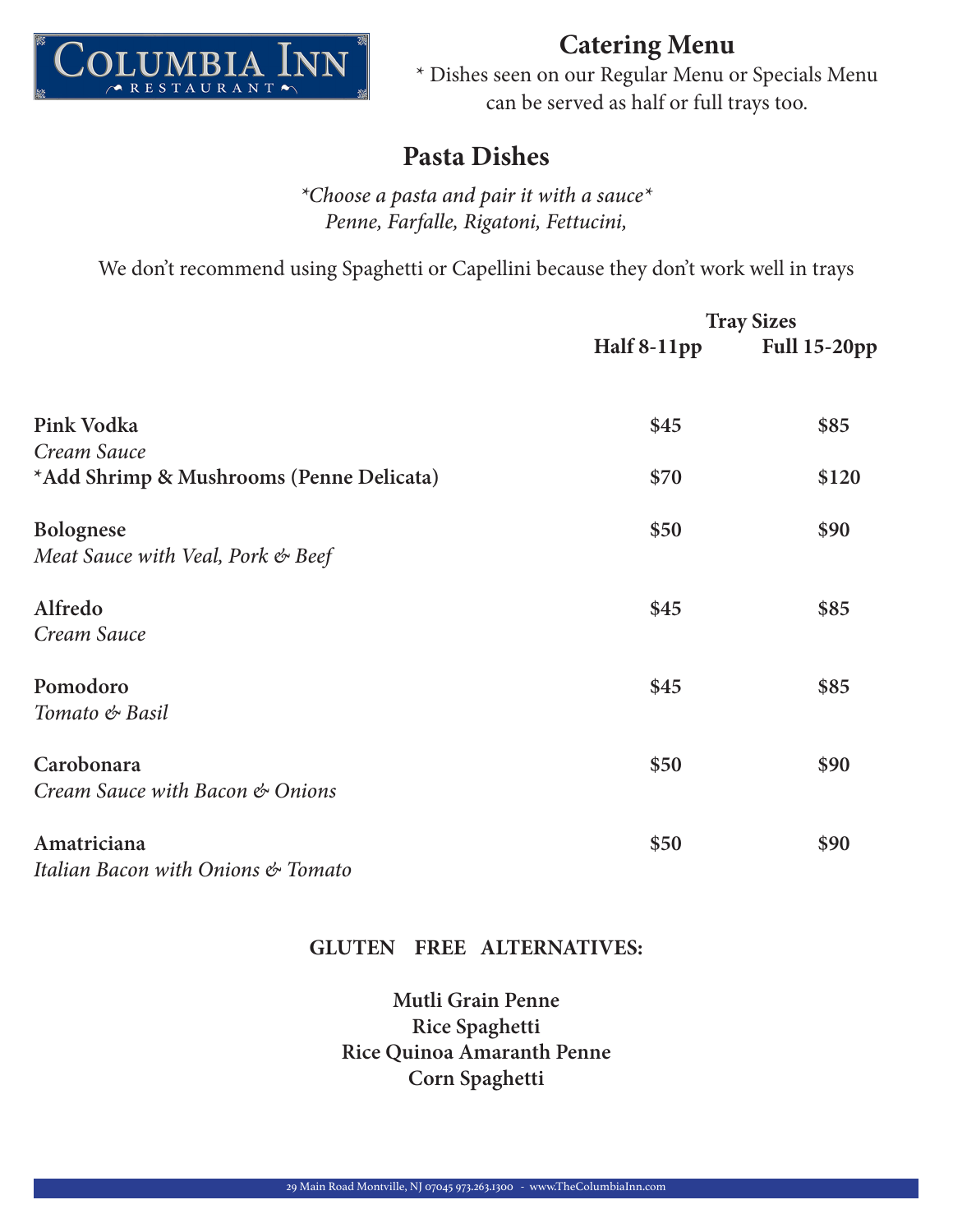Columbia Inn Restaurant

# Catering Menu

\* Dishes seen on our Regular Menu or Specials Menu can be served as half or full trays too.

## Pasta Dishes

*\*Choose a pasta and pair it with a sauce\**
*Penne, Farfalle, Rigatoni, Fettucini,*

We don't recommend using Spaghetti or Capellini because they don't work well in trays

| | Tray Sizes | |
|---|---|---|
| | **Half 8-11pp** | **Full 15-20pp** |
| **Pink Vodka** *Cream Sauce* | **$45** | **$85** |
| **\*Add Shrimp & Mushrooms (Penne Delicata)** | **$70** | **$120** |
| **Bolognese** *Meat Sauce with Veal, Pork & Beef* | **$50** | **$90** |
| **Alfredo** *Cream Sauce* | **$45** | **$85** |
| **Pomodoro** *Tomato & Basil* | **$45** | **$85** |
| **Carobonara** *Cream Sauce with Bacon & Onions* | **$50** | **$90** |
| **Amatriciana** *Italian Bacon with Onions & Tomato* | **$50** | **$90** |

**GLUTEN FREE ALTERNATIVES:**

**Mutli Grain Penne**
**Rice Spaghetti**
**Rice Quinoa Amaranth Penne**
**Corn Spaghetti**

29 Main Road Montville, NJ 07045 973.263.1300 - www.TheColumbiaInn.com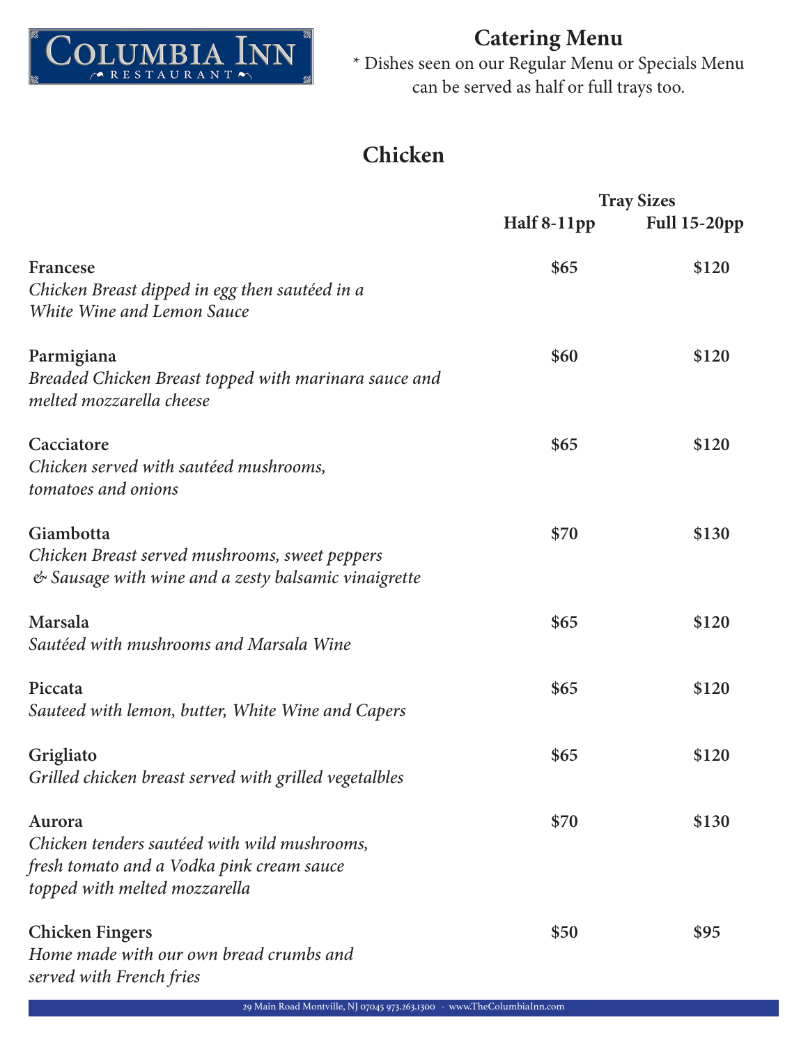**Columbia Inn Restaurant**

# Catering Menu

\* Dishes seen on our Regular Menu or Specials Menu can be served as half or full trays too.

## Chicken

| | Tray Sizes | |
|---|---|---|
| | **Half 8-11pp** | **Full 15-20pp** |
| **Francese**<br>*Chicken Breast dipped in egg then sautéed in a White Wine and Lemon Sauce* | **$65** | **$120** |
| **Parmigiana**<br>*Breaded Chicken Breast topped with marinara sauce and melted mozzarella cheese* | **$60** | **$120** |
| **Cacciatore**<br>*Chicken served with sautéed mushrooms, tomatoes and onions* | **$65** | **$120** |
| **Giambotta**<br>*Chicken Breast served mushrooms, sweet peppers & Sausage with wine and a zesty balsamic vinaigrette* | **$70** | **$130** |
| **Marsala**<br>*Sautéed with mushrooms and Marsala Wine* | **$65** | **$120** |
| **Piccata**<br>*Sauteed with lemon, butter, White Wine and Capers* | **$65** | **$120** |
| **Grigliato**<br>*Grilled chicken breast served with grilled vegetalbles* | **$65** | **$120** |
| **Aurora**<br>*Chicken tenders sautéed with wild mushrooms, fresh tomato and a Vodka pink cream sauce topped with melted mozzarella* | **$70** | **$130** |
| **Chicken Fingers**<br>*Home made with our own bread crumbs and served with French fries* | **$50** | **$95** |

29 Main Road Montville, NJ 07045 973.263.1300 - www.TheColumbiaInn.com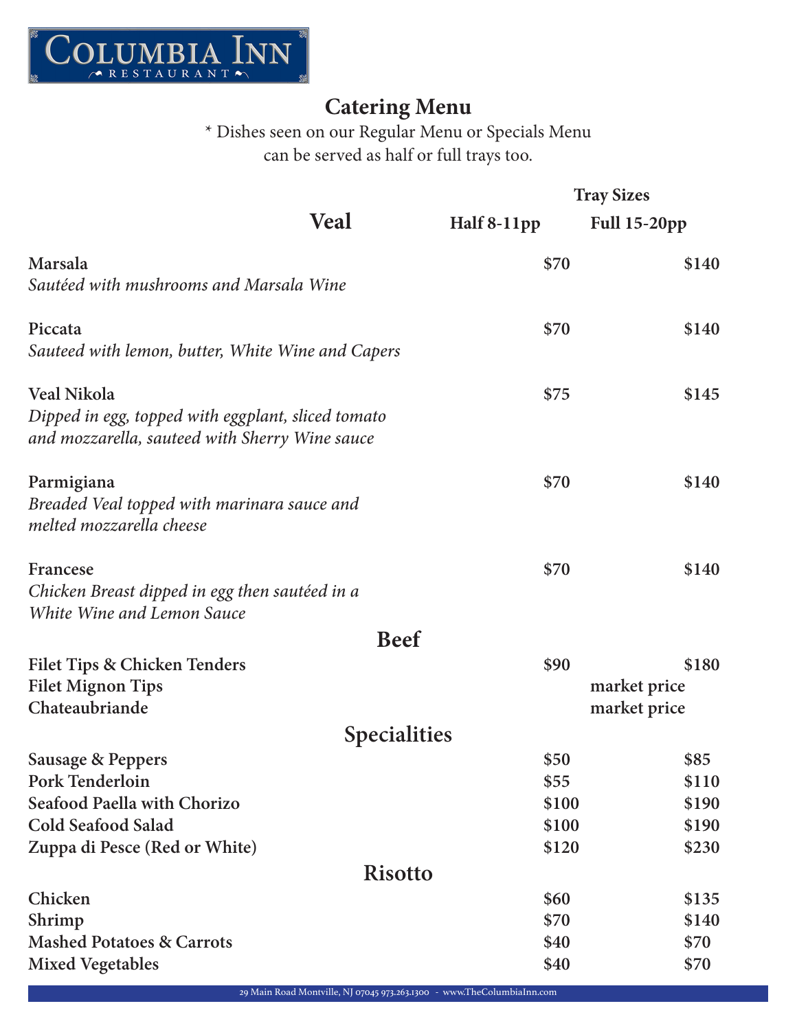COLUMBIA INN RESTAURANT

# Catering Menu

\* Dishes seen on our Regular Menu or Specialties Menu can be served as half or full trays too.

| Veal | Half 8-11pp | Full 15-20pp |
|---|---|---|
| **Marsala**<br>*Sautéed with mushrooms and Marsala Wine* | $70 | $140 |
| **Piccata**<br>*Sauteed with lemon, butter, White Wine and Capers* | $70 | $140 |
| **Veal Nikola**<br>*Dipped in egg, topped with eggplant, sliced tomato and mozzarella, sauteed with Sherry Wine sauce* | $75 | $145 |
| **Parmigiana**<br>*Breaded Veal topped with marinara sauce and melted mozzarella cheese* | $70 | $140 |
| **Francese**<br>*Chicken Breast dipped in egg then sautéed in a White Wine and Lemon Sauce* | $70 | $140 |
| **Beef** | | |
| Filet Tips & Chicken Tenders | $90 | $180 |
| Filet Mignon Tips | | market price |
| Chateaubriande | | market price |
| **Specialities** | | |
| Sausage & Peppers | $50 | $85 |
| Pork Tenderloin | $55 | $110 |
| Seafood Paella with Chorizo | $100 | $190 |
| Cold Seafood Salad | $100 | $190 |
| Zuppa di Pesce (Red or White) | $120 | $230 |
| **Risotto** | | |
| Chicken | $60 | $135 |
| Shrimp | $70 | $140 |
| Mashed Potatoes & Carrots | $40 | $70 |
| Mixed Vegetables | $40 | $70 |

29 Main Road Montville, NJ 07045 973.263.1300 - www.TheColumbiaInn.com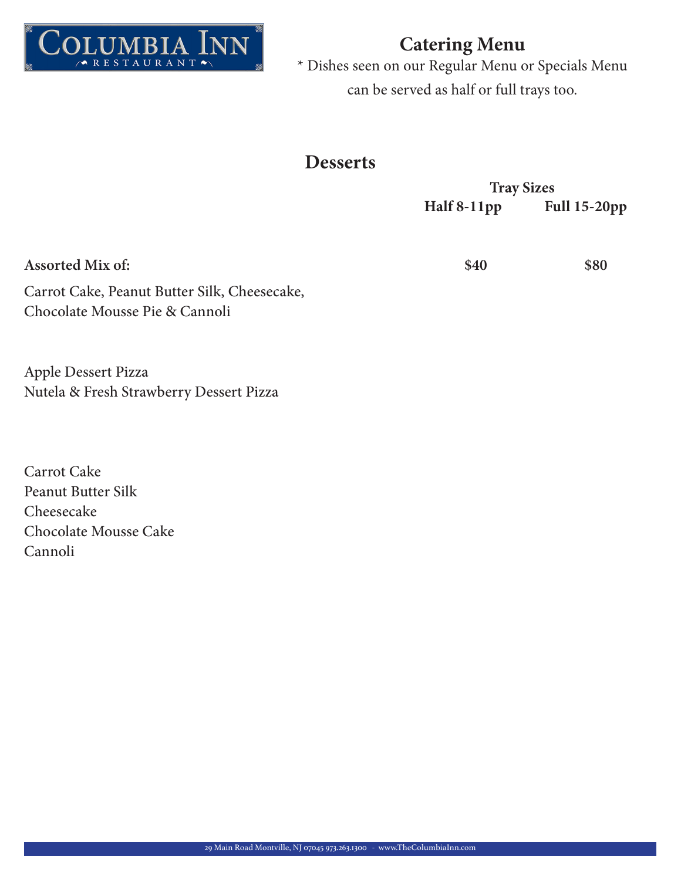**Columbia Inn Restaurant**

# Catering Menu

\* Dishes seen on our Regular Menu or Specials Menu can be served as half or full trays too.

## Desserts

| | Tray Sizes | |
|---|---|---|
| | **Half 8-11pp** | **Full 15-20pp** |
| **Assorted Mix of:** Carrot Cake, Peanut Butter Silk, Cheesecake, Chocolate Mousse Pie & Cannoli | **$40** | **$80** |

Apple Dessert Pizza
Nutela & Fresh Strawberry Dessert Pizza

Carrot Cake
Peanut Butter Silk
Cheesecake
Chocolate Mousse Cake
Cannoli

29 Main Road Montville, NJ 07045 973.263.1300 - www.TheColumbiaInn.com